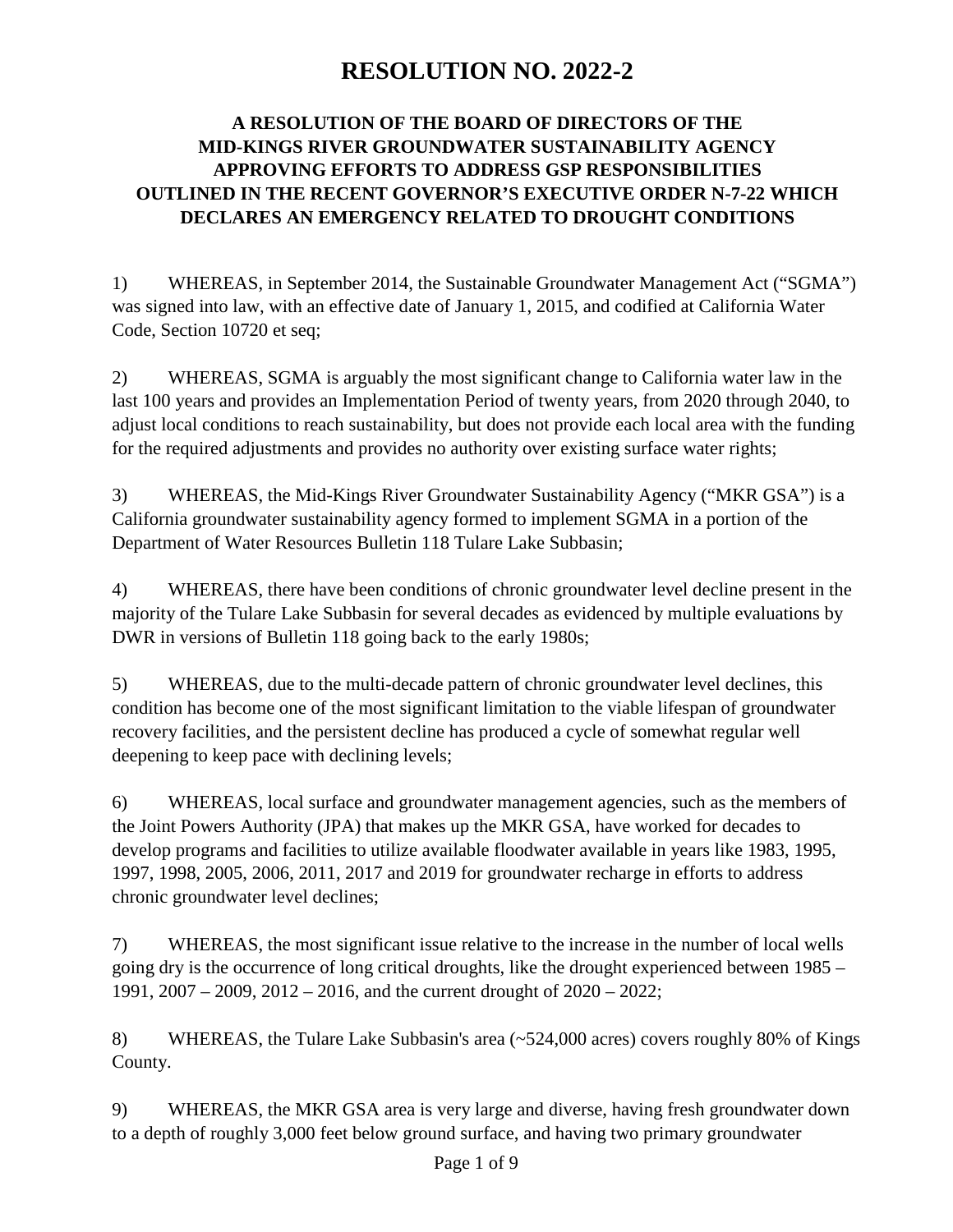# RESOLUTION NO. 2022-2

## A RESOLUTION OF THE BOARD OF DIRECTORS OF THE MID-KINGS RIVER GROUNDWATER SUSTAINABILITY AGENCY APPROVING EFFORTS TO ADDRESS GSP RESPONSIBILITIES OUTLINED IN THE RECENT GOVERNOR'S EXECUTIVE ORDER N-7-22 WHICH DECLARES AN EMERGENCY RELATED TO DROUGHT CONDITIONS

1) WHEREAS, in September 2014, the Sustainable Groundwater Management Act ("SGMA") was signed into law, with an effective date of January 1, 2015, and codified at California Water Code, Section 10720 et seq;

2) WHEREAS, SGMA is arguably the most significant change to California water law in the last 100 years and provides an Implementation Period of twenty years, from 2020 through 2040, to adjust local conditions to reach sustainability, but does not provide each local area with the funding for the required adjustments and provides no authority over existing surface water rights;

3) WHEREAS, the Mid-Kings River Groundwater Sustainability Agency ("MKR GSA") is a California groundwater sustainability agency formed to implement SGMA in a portion of the Department of Water Resources Bulletin 118 Tulare Lake Subbasin;

4) WHEREAS, there have been conditions of chronic groundwater level decline present in the majority of the Tulare Lake Subbasin for several decades as evidenced by multiple evaluations by DWR in versions of Bulletin 118 going back to the early 1980s;

5) WHEREAS, due to the multi-decade pattern of chronic groundwater level declines, this condition has become one of the most significant limitation to the viable lifespan of groundwater recovery facilities, and the persistent decline has produced a cycle of somewhat regular well deepening to keep pace with declining levels;

6) WHEREAS, local surface and groundwater management agencies, such as the members of the Joint Powers Authority (JPA) that makes up the MKR GSA, have worked for decades to develop programs and facilities to utilize available floodwater available in years like 1983, 1995, 1997, 1998, 2005, 2006, 2011, 2017 and 2019 for groundwater recharge in efforts to address chronic groundwater level declines;

7) WHEREAS, the most significant issue relative to the increase in the number of local wells going dry is the occurrence of long critical droughts, like the drought experienced between 1985 – 1991, 2007 – 2009, 2012 – 2016, and the current drought of 2020 – 2022;

8) WHEREAS, the Tulare Lake Subbasin's area (~524,000 acres) covers roughly 80% of Kings County.

9) WHEREAS, the MKR GSA area is very large and diverse, having fresh groundwater down to a depth of roughly 3,000 feet below ground surface, and having two primary groundwater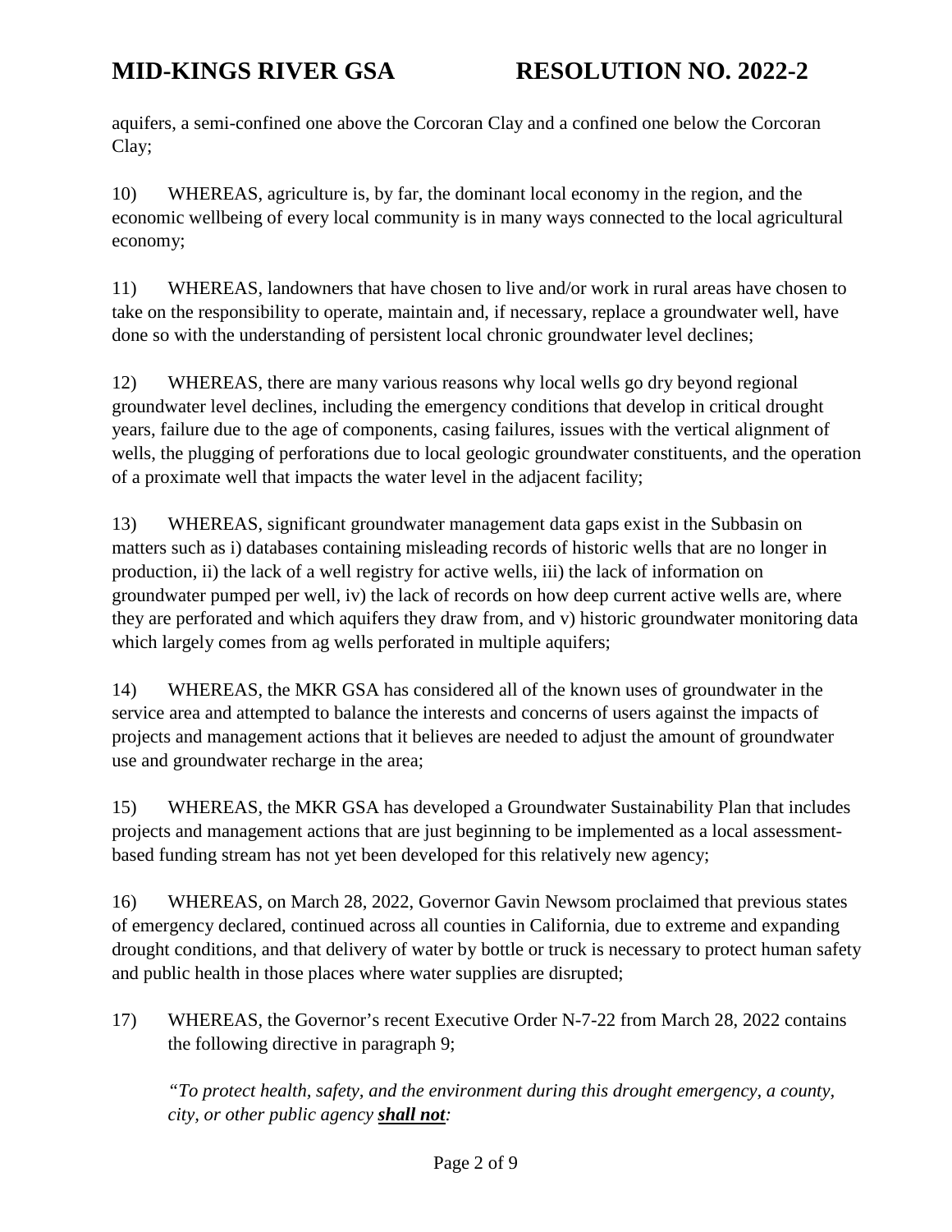aquifers, a semi-confined one above the Corcoran Clay and a confined one below the Corcoran Clay;

10) WHEREAS, agriculture is, by far, the dominant local economy in the region, and the economic wellbeing of every local community is in many ways connected to the local agricultural economy;

11) WHEREAS, landowners that have chosen to live and/or work in rural areas have chosen to take on the responsibility to operate, maintain and, if necessary, replace a groundwater well, have done so with the understanding of persistent local chronic groundwater level declines;

12) WHEREAS, there are many various reasons why local wells go dry beyond regional groundwater level declines, including the emergency conditions that develop in critical drought years, failure due to the age of components, casing failures, issues with the vertical alignment of wells, the plugging of perforations due to local geologic groundwater constituents, and the operation of a proximate well that impacts the water level in the adjacent facility;

13) WHEREAS, significant groundwater management data gaps exist in the Subbasin on matters such as i) databases containing misleading records of historic wells that are no longer in production, ii) the lack of a well registry for active wells, iii) the lack of information on groundwater pumped per well, iv) the lack of records on how deep current active wells are, where they are perforated and which aquifers they draw from, and v) historic groundwater monitoring data which largely comes from ag wells perforated in multiple aquifers;

14) WHEREAS, the MKR GSA has considered all of the known uses of groundwater in the service area and attempted to balance the interests and concerns of users against the impacts of projects and management actions that it believes are needed to adjust the amount of groundwater use and groundwater recharge in the area;

15) WHEREAS, the MKR GSA has developed a Groundwater Sustainability Plan that includes projects and management actions that are just beginning to be implemented as a local assessment-based funding stream has not yet been developed for this relatively new agency;

16) WHEREAS, on March 28, 2022, Governor Gavin Newsom proclaimed that previous states of emergency declared, continued across all counties in California, due to extreme and expanding drought conditions, and that delivery of water by bottle or truck is necessary to protect human safety and public health in those places where water supplies are disrupted;

17) WHEREAS, the Governor's recent Executive Order N-7-22 from March 28, 2022 contains the following directive in paragraph 9;

*"To protect health, safety, and the environment during this drought emergency, a county, city, or other public agency* ***shall not****:*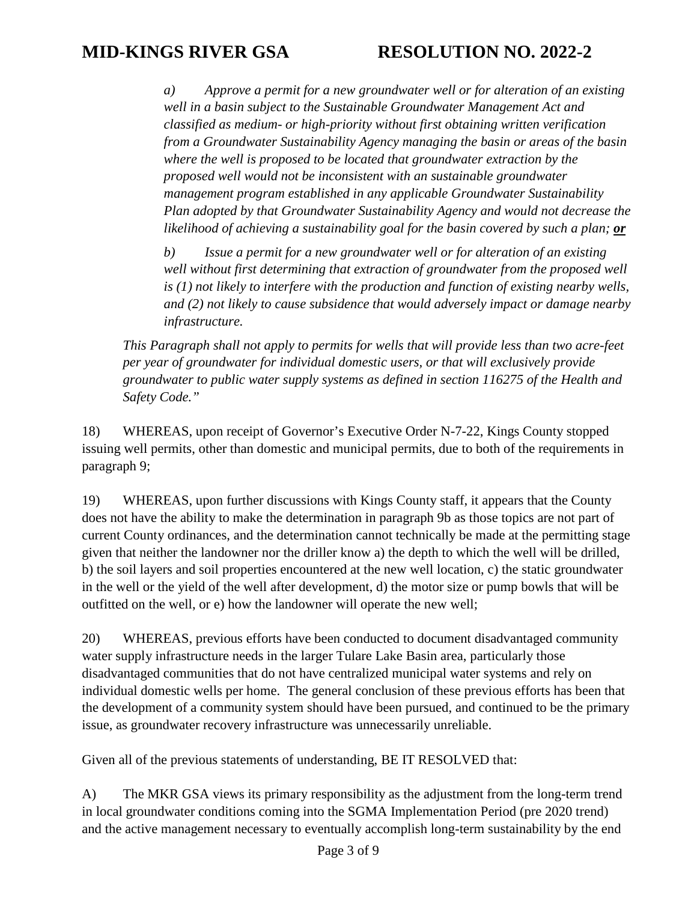*a) Approve a permit for a new groundwater well or for alteration of an existing well in a basin subject to the Sustainable Groundwater Management Act and classified as medium- or high-priority without first obtaining written verification from a Groundwater Sustainability Agency managing the basin or areas of the basin where the well is proposed to be located that groundwater extraction by the proposed well would not be inconsistent with an sustainable groundwater management program established in any applicable Groundwater Sustainability Plan adopted by that Groundwater Sustainability Agency and would not decrease the likelihood of achieving a sustainability goal for the basin covered by such a plan;* ***<u>or</u>***

*b) Issue a permit for a new groundwater well or for alteration of an existing well without first determining that extraction of groundwater from the proposed well is (1) not likely to interfere with the production and function of existing nearby wells, and (2) not likely to cause subsidence that would adversely impact or damage nearby infrastructure.*

*This Paragraph shall not apply to permits for wells that will provide less than two acre-feet per year of groundwater for individual domestic users, or that will exclusively provide groundwater to public water supply systems as defined in section 116275 of the Health and Safety Code."*

18) WHEREAS, upon receipt of Governor's Executive Order N-7-22, Kings County stopped issuing well permits, other than domestic and municipal permits, due to both of the requirements in paragraph 9;

19) WHEREAS, upon further discussions with Kings County staff, it appears that the County does not have the ability to make the determination in paragraph 9b as those topics are not part of current County ordinances, and the determination cannot technically be made at the permitting stage given that neither the landowner nor the driller know a) the depth to which the well will be drilled, b) the soil layers and soil properties encountered at the new well location, c) the static groundwater in the well or the yield of the well after development, d) the motor size or pump bowls that will be outfitted on the well, or e) how the landowner will operate the new well;

20) WHEREAS, previous efforts have been conducted to document disadvantaged community water supply infrastructure needs in the larger Tulare Lake Basin area, particularly those disadvantaged communities that do not have centralized municipal water systems and rely on individual domestic wells per home. The general conclusion of these previous efforts has been that the development of a community system should have been pursued, and continued to be the primary issue, as groundwater recovery infrastructure was unnecessarily unreliable.

Given all of the previous statements of understanding, BE IT RESOLVED that:

A) The MKR GSA views its primary responsibility as the adjustment from the long-term trend in local groundwater conditions coming into the SGMA Implementation Period (pre 2020 trend) and the active management necessary to eventually accomplish long-term sustainability by the end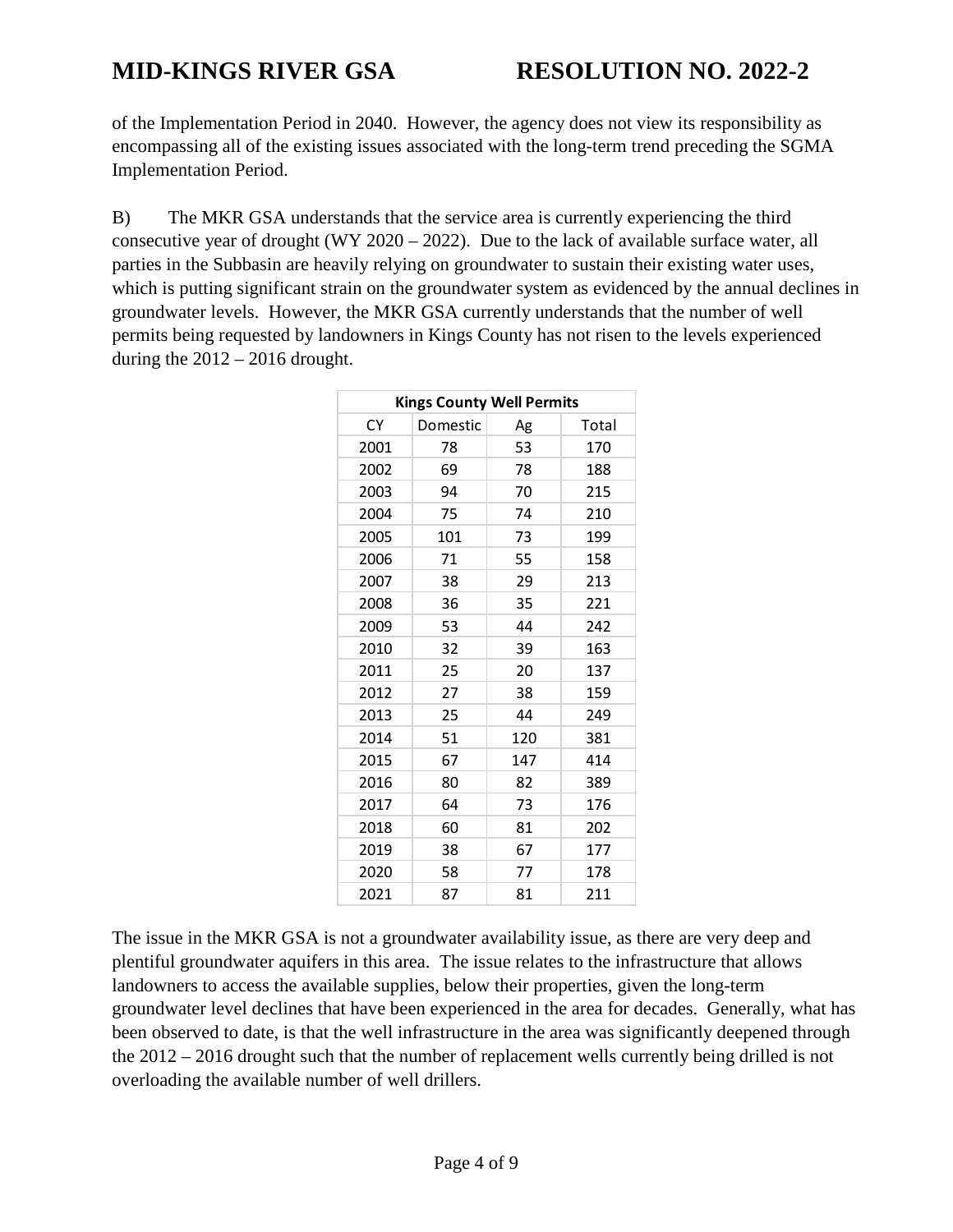of the Implementation Period in 2040. However, the agency does not view its responsibility as encompassing all of the existing issues associated with the long-term trend preceding the SGMA Implementation Period.

B) The MKR GSA understands that the service area is currently experiencing the third consecutive year of drought (WY 2020 – 2022). Due to the lack of available surface water, all parties in the Subbasin are heavily relying on groundwater to sustain their existing water uses, which is putting significant strain on the groundwater system as evidenced by the annual declines in groundwater levels. However, the MKR GSA currently understands that the number of well permits being requested by landowners in Kings County has not risen to the levels experienced during the 2012 – 2016 drought.

| Kings County Well Permits | | | |
|---|---|---|---|
| CY | Domestic | Ag | Total |
| 2001 | 78 | 53 | 170 |
| 2002 | 69 | 78 | 188 |
| 2003 | 94 | 70 | 215 |
| 2004 | 75 | 74 | 210 |
| 2005 | 101 | 73 | 199 |
| 2006 | 71 | 55 | 158 |
| 2007 | 38 | 29 | 213 |
| 2008 | 36 | 35 | 221 |
| 2009 | 53 | 44 | 242 |
| 2010 | 32 | 39 | 163 |
| 2011 | 25 | 20 | 137 |
| 2012 | 27 | 38 | 159 |
| 2013 | 25 | 44 | 249 |
| 2014 | 51 | 120 | 381 |
| 2015 | 67 | 147 | 414 |
| 2016 | 80 | 82 | 389 |
| 2017 | 64 | 73 | 176 |
| 2018 | 60 | 81 | 202 |
| 2019 | 38 | 67 | 177 |
| 2020 | 58 | 77 | 178 |
| 2021 | 87 | 81 | 211 |

The issue in the MKR GSA is not a groundwater availability issue, as there are very deep and plentiful groundwater aquifers in this area. The issue relates to the infrastructure that allows landowners to access the available supplies, below their properties, given the long-term groundwater level declines that have been experienced in the area for decades. Generally, what has been observed to date, is that the well infrastructure in the area was significantly deepened through the 2012 – 2016 drought such that the number of replacement wells currently being drilled is not overloading the available number of well drillers.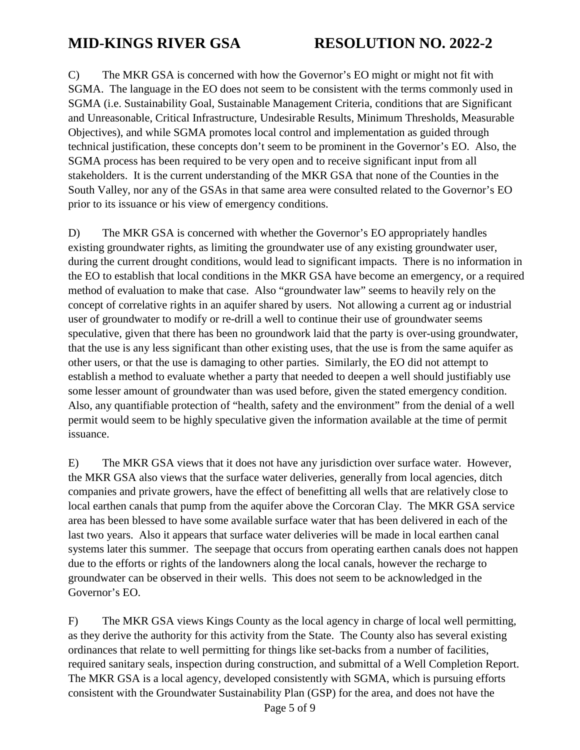C) The MKR GSA is concerned with how the Governor's EO might or might not fit with SGMA. The language in the EO does not seem to be consistent with the terms commonly used in SGMA (i.e. Sustainability Goal, Sustainable Management Criteria, conditions that are Significant and Unreasonable, Critical Infrastructure, Undesirable Results, Minimum Thresholds, Measurable Objectives), and while SGMA promotes local control and implementation as guided through technical justification, these concepts don't seem to be prominent in the Governor's EO. Also, the SGMA process has been required to be very open and to receive significant input from all stakeholders. It is the current understanding of the MKR GSA that none of the Counties in the South Valley, nor any of the GSAs in that same area were consulted related to the Governor's EO prior to its issuance or his view of emergency conditions.

D) The MKR GSA is concerned with whether the Governor's EO appropriately handles existing groundwater rights, as limiting the groundwater use of any existing groundwater user, during the current drought conditions, would lead to significant impacts. There is no information in the EO to establish that local conditions in the MKR GSA have become an emergency, or a required method of evaluation to make that case. Also "groundwater law" seems to heavily rely on the concept of correlative rights in an aquifer shared by users. Not allowing a current ag or industrial user of groundwater to modify or re-drill a well to continue their use of groundwater seems speculative, given that there has been no groundwork laid that the party is over-using groundwater, that the use is any less significant than other existing uses, that the use is from the same aquifer as other users, or that the use is damaging to other parties. Similarly, the EO did not attempt to establish a method to evaluate whether a party that needed to deepen a well should justifiably use some lesser amount of groundwater than was used before, given the stated emergency condition. Also, any quantifiable protection of "health, safety and the environment" from the denial of a well permit would seem to be highly speculative given the information available at the time of permit issuance.

E) The MKR GSA views that it does not have any jurisdiction over surface water. However, the MKR GSA also views that the surface water deliveries, generally from local agencies, ditch companies and private growers, have the effect of benefitting all wells that are relatively close to local earthen canals that pump from the aquifer above the Corcoran Clay. The MKR GSA service area has been blessed to have some available surface water that has been delivered in each of the last two years. Also it appears that surface water deliveries will be made in local earthen canal systems later this summer. The seepage that occurs from operating earthen canals does not happen due to the efforts or rights of the landowners along the local canals, however the recharge to groundwater can be observed in their wells. This does not seem to be acknowledged in the Governor's EO.

F) The MKR GSA views Kings County as the local agency in charge of local well permitting, as they derive the authority for this activity from the State. The County also has several existing ordinances that relate to well permitting for things like set-backs from a number of facilities, required sanitary seals, inspection during construction, and submittal of a Well Completion Report. The MKR GSA is a local agency, developed consistently with SGMA, which is pursuing efforts consistent with the Groundwater Sustainability Plan (GSP) for the area, and does not have the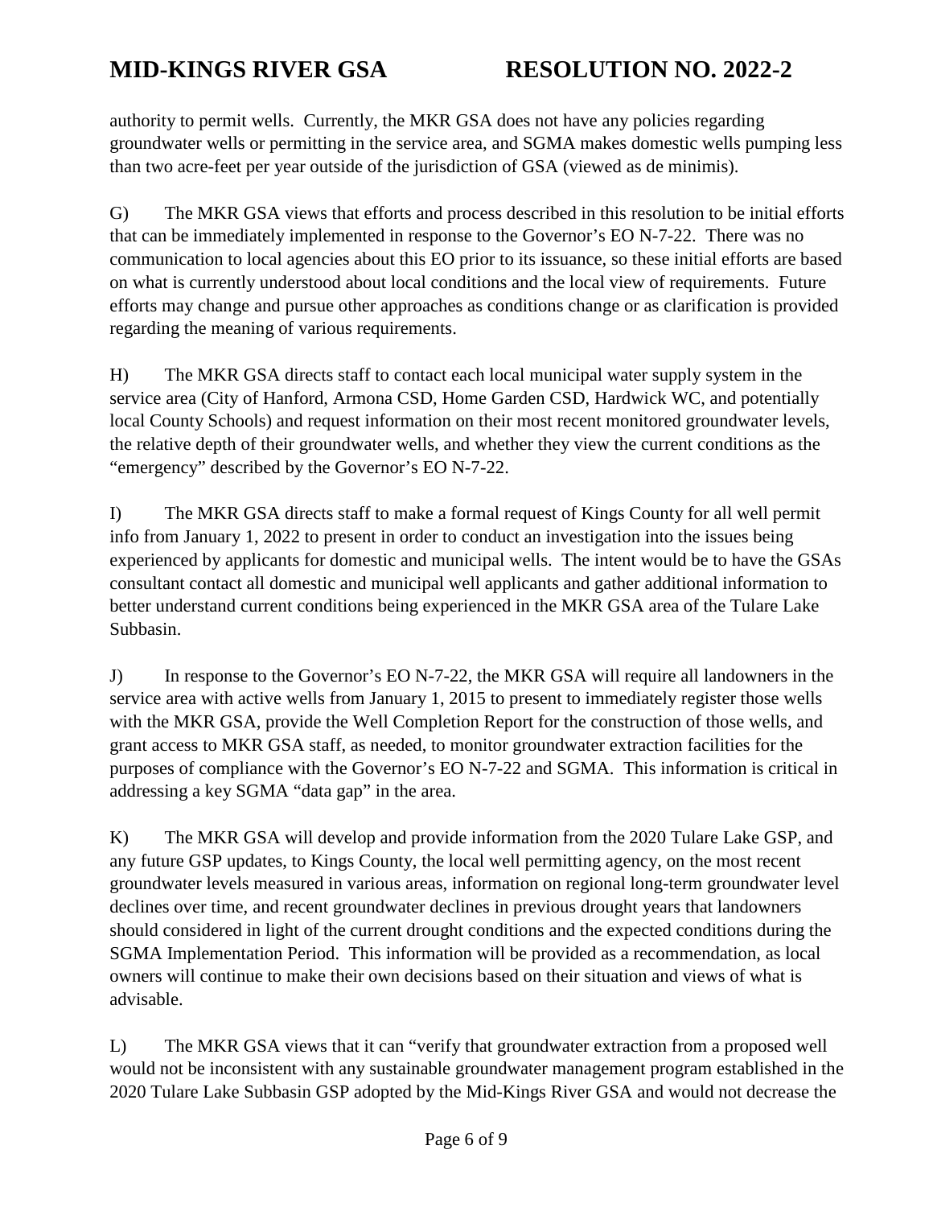authority to permit wells. Currently, the MKR GSA does not have any policies regarding groundwater wells or permitting in the service area, and SGMA makes domestic wells pumping less than two acre-feet per year outside of the jurisdiction of GSA (viewed as de minimis).

G) The MKR GSA views that efforts and process described in this resolution to be initial efforts that can be immediately implemented in response to the Governor's EO N-7-22. There was no communication to local agencies about this EO prior to its issuance, so these initial efforts are based on what is currently understood about local conditions and the local view of requirements. Future efforts may change and pursue other approaches as conditions change or as clarification is provided regarding the meaning of various requirements.

H) The MKR GSA directs staff to contact each local municipal water supply system in the service area (City of Hanford, Armona CSD, Home Garden CSD, Hardwick WC, and potentially local County Schools) and request information on their most recent monitored groundwater levels, the relative depth of their groundwater wells, and whether they view the current conditions as the "emergency" described by the Governor's EO N-7-22.

I) The MKR GSA directs staff to make a formal request of Kings County for all well permit info from January 1, 2022 to present in order to conduct an investigation into the issues being experienced by applicants for domestic and municipal wells. The intent would be to have the GSAs consultant contact all domestic and municipal well applicants and gather additional information to better understand current conditions being experienced in the MKR GSA area of the Tulare Lake Subbasin.

J) In response to the Governor's EO N-7-22, the MKR GSA will require all landowners in the service area with active wells from January 1, 2015 to present to immediately register those wells with the MKR GSA, provide the Well Completion Report for the construction of those wells, and grant access to MKR GSA staff, as needed, to monitor groundwater extraction facilities for the purposes of compliance with the Governor's EO N-7-22 and SGMA. This information is critical in addressing a key SGMA "data gap" in the area.

K) The MKR GSA will develop and provide information from the 2020 Tulare Lake GSP, and any future GSP updates, to Kings County, the local well permitting agency, on the most recent groundwater levels measured in various areas, information on regional long-term groundwater level declines over time, and recent groundwater declines in previous drought years that landowners should considered in light of the current drought conditions and the expected conditions during the SGMA Implementation Period. This information will be provided as a recommendation, as local owners will continue to make their own decisions based on their situation and views of what is advisable.

L) The MKR GSA views that it can "verify that groundwater extraction from a proposed well would not be inconsistent with any sustainable groundwater management program established in the 2020 Tulare Lake Subbasin GSP adopted by the Mid-Kings River GSA and would not decrease the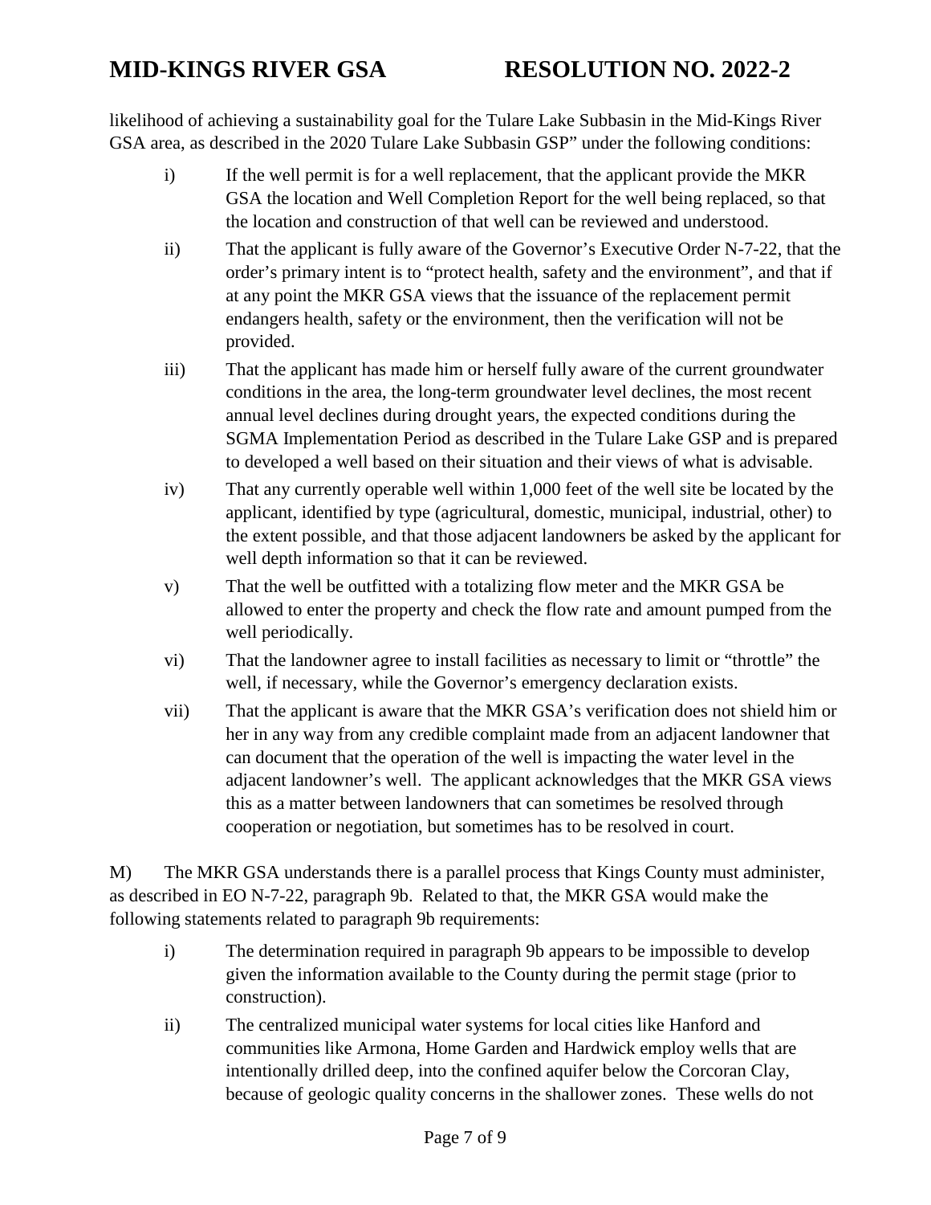likelihood of achieving a sustainability goal for the Tulare Lake Subbasin in the Mid-Kings River GSA area, as described in the 2020 Tulare Lake Subbasin GSP" under the following conditions:

i) If the well permit is for a well replacement, that the applicant provide the MKR GSA the location and Well Completion Report for the well being replaced, so that the location and construction of that well can be reviewed and understood.

ii) That the applicant is fully aware of the Governor's Executive Order N-7-22, that the order's primary intent is to "protect health, safety and the environment", and that if at any point the MKR GSA views that the issuance of the replacement permit endangers health, safety or the environment, then the verification will not be provided.

iii) That the applicant has made him or herself fully aware of the current groundwater conditions in the area, the long-term groundwater level declines, the most recent annual level declines during drought years, the expected conditions during the SGMA Implementation Period as described in the Tulare Lake GSP and is prepared to developed a well based on their situation and their views of what is advisable.

iv) That any currently operable well within 1,000 feet of the well site be located by the applicant, identified by type (agricultural, domestic, municipal, industrial, other) to the extent possible, and that those adjacent landowners be asked by the applicant for well depth information so that it can be reviewed.

v) That the well be outfitted with a totalizing flow meter and the MKR GSA be allowed to enter the property and check the flow rate and amount pumped from the well periodically.

vi) That the landowner agree to install facilities as necessary to limit or "throttle" the well, if necessary, while the Governor's emergency declaration exists.

vii) That the applicant is aware that the MKR GSA's verification does not shield him or her in any way from any credible complaint made from an adjacent landowner that can document that the operation of the well is impacting the water level in the adjacent landowner's well. The applicant acknowledges that the MKR GSA views this as a matter between landowners that can sometimes be resolved through cooperation or negotiation, but sometimes has to be resolved in court.

M) The MKR GSA understands there is a parallel process that Kings County must administer, as described in EO N-7-22, paragraph 9b. Related to that, the MKR GSA would make the following statements related to paragraph 9b requirements:

i) The determination required in paragraph 9b appears to be impossible to develop given the information available to the County during the permit stage (prior to construction).

ii) The centralized municipal water systems for local cities like Hanford and communities like Armona, Home Garden and Hardwick employ wells that are intentionally drilled deep, into the confined aquifer below the Corcoran Clay, because of geologic quality concerns in the shallower zones. These wells do not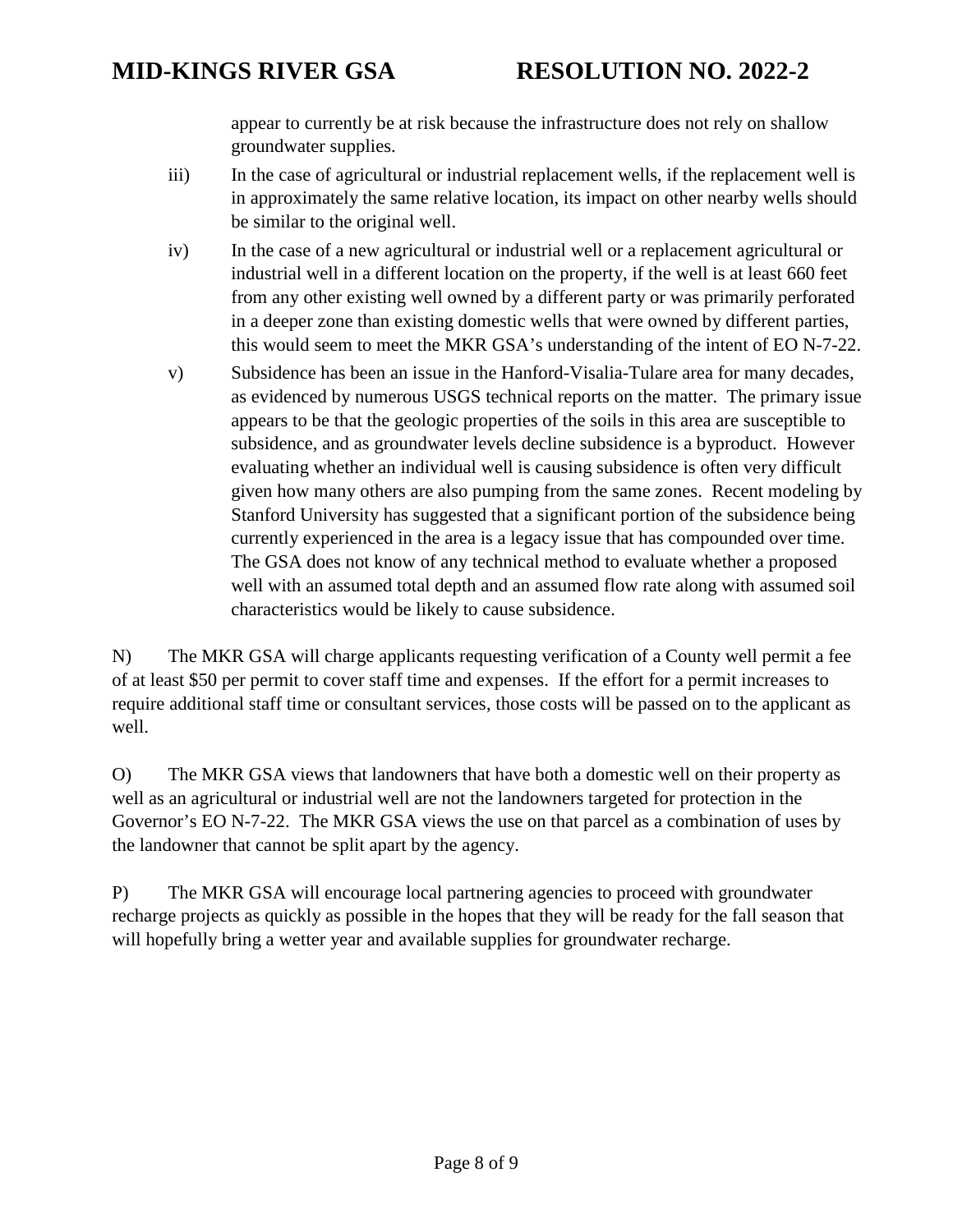appear to currently be at risk because the infrastructure does not rely on shallow groundwater supplies.

iii) In the case of agricultural or industrial replacement wells, if the replacement well is in approximately the same relative location, its impact on other nearby wells should be similar to the original well.

iv) In the case of a new agricultural or industrial well or a replacement agricultural or industrial well in a different location on the property, if the well is at least 660 feet from any other existing well owned by a different party or was primarily perforated in a deeper zone than existing domestic wells that were owned by different parties, this would seem to meet the MKR GSA's understanding of the intent of EO N-7-22.

v) Subsidence has been an issue in the Hanford-Visalia-Tulare area for many decades, as evidenced by numerous USGS technical reports on the matter. The primary issue appears to be that the geologic properties of the soils in this area are susceptible to subsidence, and as groundwater levels decline subsidence is a byproduct. However evaluating whether an individual well is causing subsidence is often very difficult given how many others are also pumping from the same zones. Recent modeling by Stanford University has suggested that a significant portion of the subsidence being currently experienced in the area is a legacy issue that has compounded over time. The GSA does not know of any technical method to evaluate whether a proposed well with an assumed total depth and an assumed flow rate along with assumed soil characteristics would be likely to cause subsidence.

N) The MKR GSA will charge applicants requesting verification of a County well permit a fee of at least $50 per permit to cover staff time and expenses. If the effort for a permit increases to require additional staff time or consultant services, those costs will be passed on to the applicant as well.

O) The MKR GSA views that landowners that have both a domestic well on their property as well as an agricultural or industrial well are not the landowners targeted for protection in the Governor's EO N-7-22. The MKR GSA views the use on that parcel as a combination of uses by the landowner that cannot be split apart by the agency.

P) The MKR GSA will encourage local partnering agencies to proceed with groundwater recharge projects as quickly as possible in the hopes that they will be ready for the fall season that will hopefully bring a wetter year and available supplies for groundwater recharge.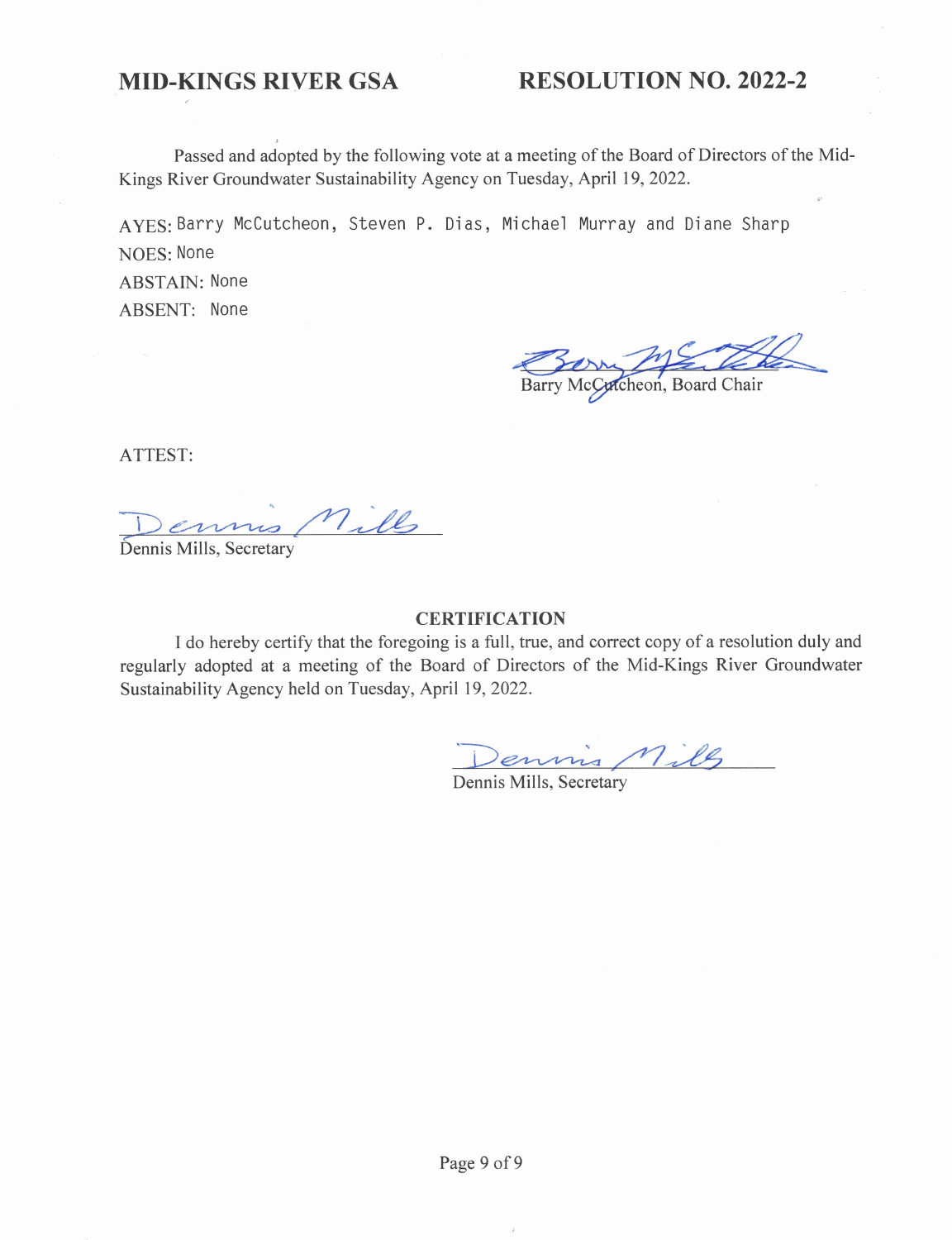**MID-KINGS RIVER GSA** **RESOLUTION NO. 2022-2**

Passed and adopted by the following vote at a meeting of the Board of Directors of the Mid-Kings River Groundwater Sustainability Agency on Tuesday, April 19, 2022.

AYES: Barry McCutcheon, Steven P. Dias, Michael Murray and Diane Sharp
NOES: None
ABSTAIN: None
ABSENT: None

Barry McCutcheon, Board Chair

ATTEST:

Dennis Mills, Secretary

**CERTIFICATION**

I do hereby certify that the foregoing is a full, true, and correct copy of a resolution duly and regularly adopted at a meeting of the Board of Directors of the Mid-Kings River Groundwater Sustainability Agency held on Tuesday, April 19, 2022.

Dennis Mills, Secretary